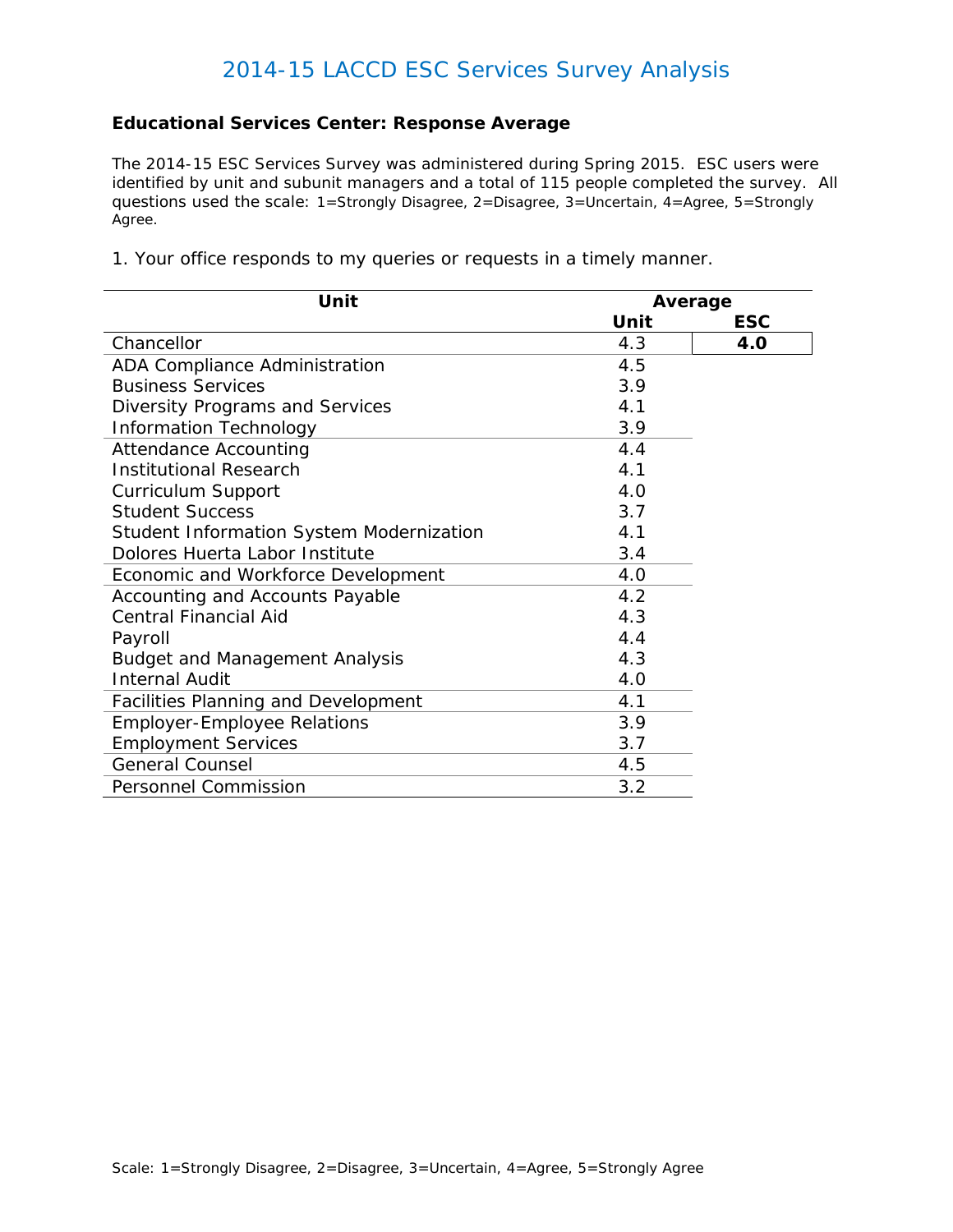# 2014-15 LACCD ESC Services Survey Analysis

### Educational Services Center: Response Average

The 2014-15 ESC Services Survey was administered during Spring 2015. ESC users were identified by unit and subunit managers and a total of 115 people completed the survey. All questions used the scale: 1=Strongly Disagree, 2=Disagree, 3=Uncertain, 4=Agree, 5=Strongly Agree.

1. Your office responds to my queries or requests in a timely manner.

| Unit | Average | |
|---|---|---|
| | Unit | ESC |
| Chancellor | 4.3 | **4.0** |
| ADA Compliance Administration | 4.5 | |
| Business Services | 3.9 | |
| Diversity Programs and Services | 4.1 | |
| Information Technology | 3.9 | |
| Attendance Accounting | 4.4 | |
| Institutional Research | 4.1 | |
| Curriculum Support | 4.0 | |
| Student Success | 3.7 | |
| Student Information System Modernization | 4.1 | |
| Dolores Huerta Labor Institute | 3.4 | |
| Economic and Workforce Development | 4.0 | |
| Accounting and Accounts Payable | 4.2 | |
| Central Financial Aid | 4.3 | |
| Payroll | 4.4 | |
| Budget and Management Analysis | 4.3 | |
| Internal Audit | 4.0 | |
| Facilities Planning and Development | 4.1 | |
| Employer-Employee Relations | 3.9 | |
| Employment Services | 3.7 | |
| General Counsel | 4.5 | |
| Personnel Commission | 3.2 | |

Scale: 1=Strongly Disagree, 2=Disagree, 3=Uncertain, 4=Agree, 5=Strongly Agree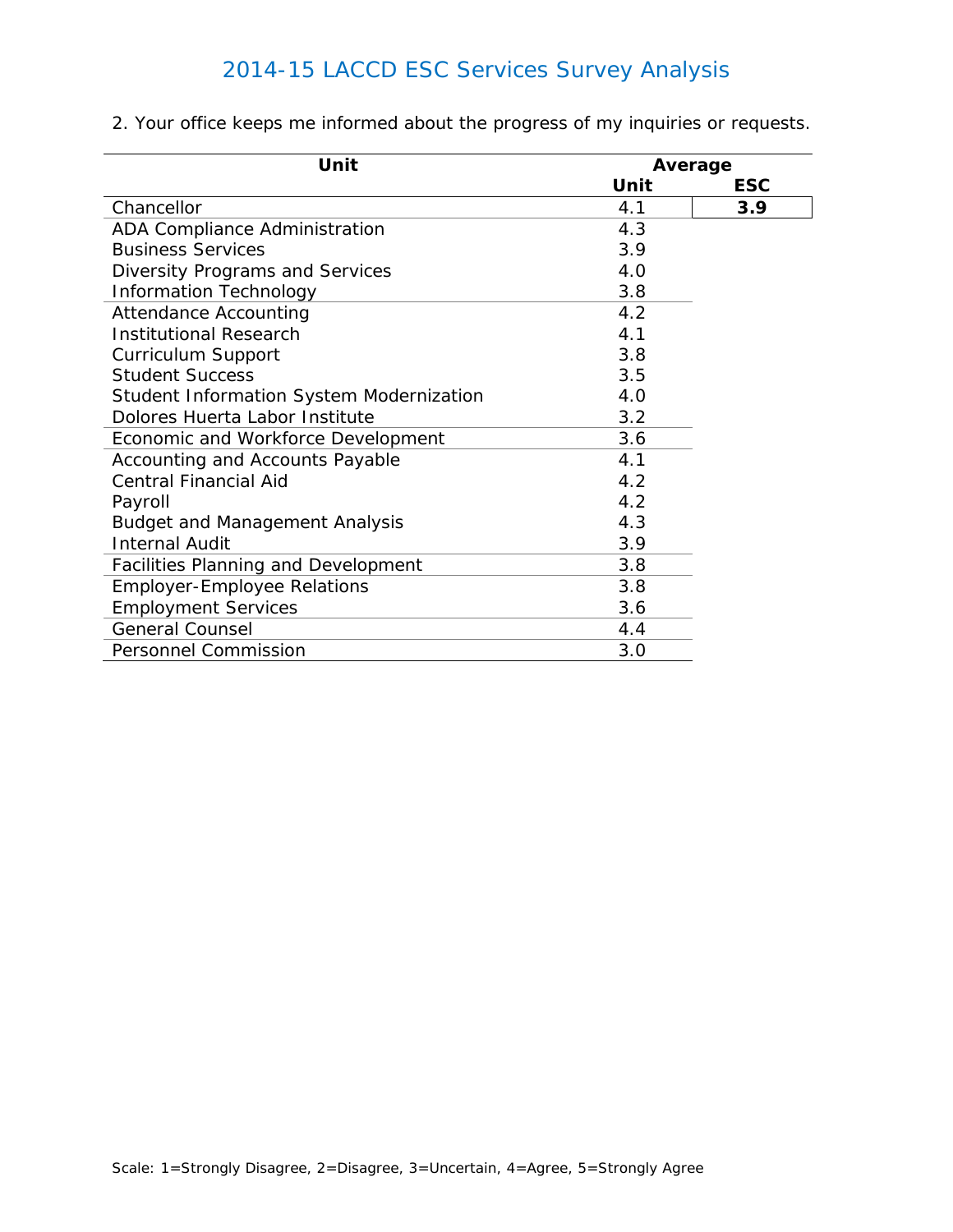# 2014-15 LACCD ESC Services Survey Analysis

2. Your office keeps me informed about the progress of my inquiries or requests.

| Unit | Average | |
|---|---|---|
| | Unit | ESC |
| Chancellor | 4.1 | **3.9** |
| ADA Compliance Administration | 4.3 | |
| Business Services | 3.9 | |
| Diversity Programs and Services | 4.0 | |
| Information Technology | 3.8 | |
| Attendance Accounting | 4.2 | |
| Institutional Research | 4.1 | |
| Curriculum Support | 3.8 | |
| Student Success | 3.5 | |
| Student Information System Modernization | 4.0 | |
| Dolores Huerta Labor Institute | 3.2 | |
| Economic and Workforce Development | 3.6 | |
| Accounting and Accounts Payable | 4.1 | |
| Central Financial Aid | 4.2 | |
| Payroll | 4.2 | |
| Budget and Management Analysis | 4.3 | |
| Internal Audit | 3.9 | |
| Facilities Planning and Development | 3.8 | |
| Employer-Employee Relations | 3.8 | |
| Employment Services | 3.6 | |
| General Counsel | 4.4 | |
| Personnel Commission | 3.0 | |

Scale: 1=Strongly Disagree, 2=Disagree, 3=Uncertain, 4=Agree, 5=Strongly Agree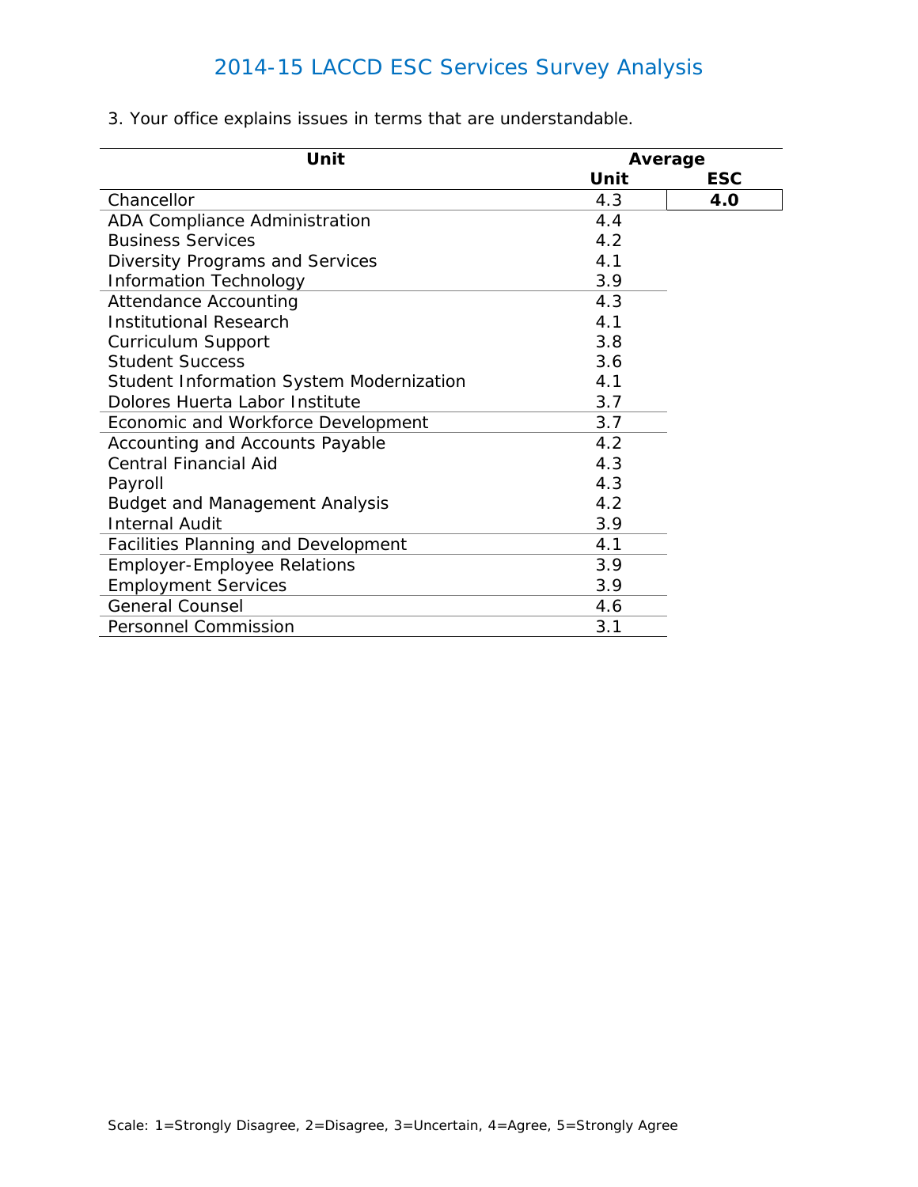# 2014-15 LACCD ESC Services Survey Analysis

3. Your office explains issues in terms that are understandable.

| Unit | Average | |
|---|---|---|
| | Unit | ESC |
| Chancellor | 4.3 | **4.0** |
| ADA Compliance Administration | 4.4 | |
| Business Services | 4.2 | |
| Diversity Programs and Services | 4.1 | |
| Information Technology | 3.9 | |
| Attendance Accounting | 4.3 | |
| Institutional Research | 4.1 | |
| Curriculum Support | 3.8 | |
| Student Success | 3.6 | |
| Student Information System Modernization | 4.1 | |
| Dolores Huerta Labor Institute | 3.7 | |
| Economic and Workforce Development | 3.7 | |
| Accounting and Accounts Payable | 4.2 | |
| Central Financial Aid | 4.3 | |
| Payroll | 4.3 | |
| Budget and Management Analysis | 4.2 | |
| Internal Audit | 3.9 | |
| Facilities Planning and Development | 4.1 | |
| Employer-Employee Relations | 3.9 | |
| Employment Services | 3.9 | |
| General Counsel | 4.6 | |
| Personnel Commission | 3.1 | |

Scale: 1=Strongly Disagree, 2=Disagree, 3=Uncertain, 4=Agree, 5=Strongly Agree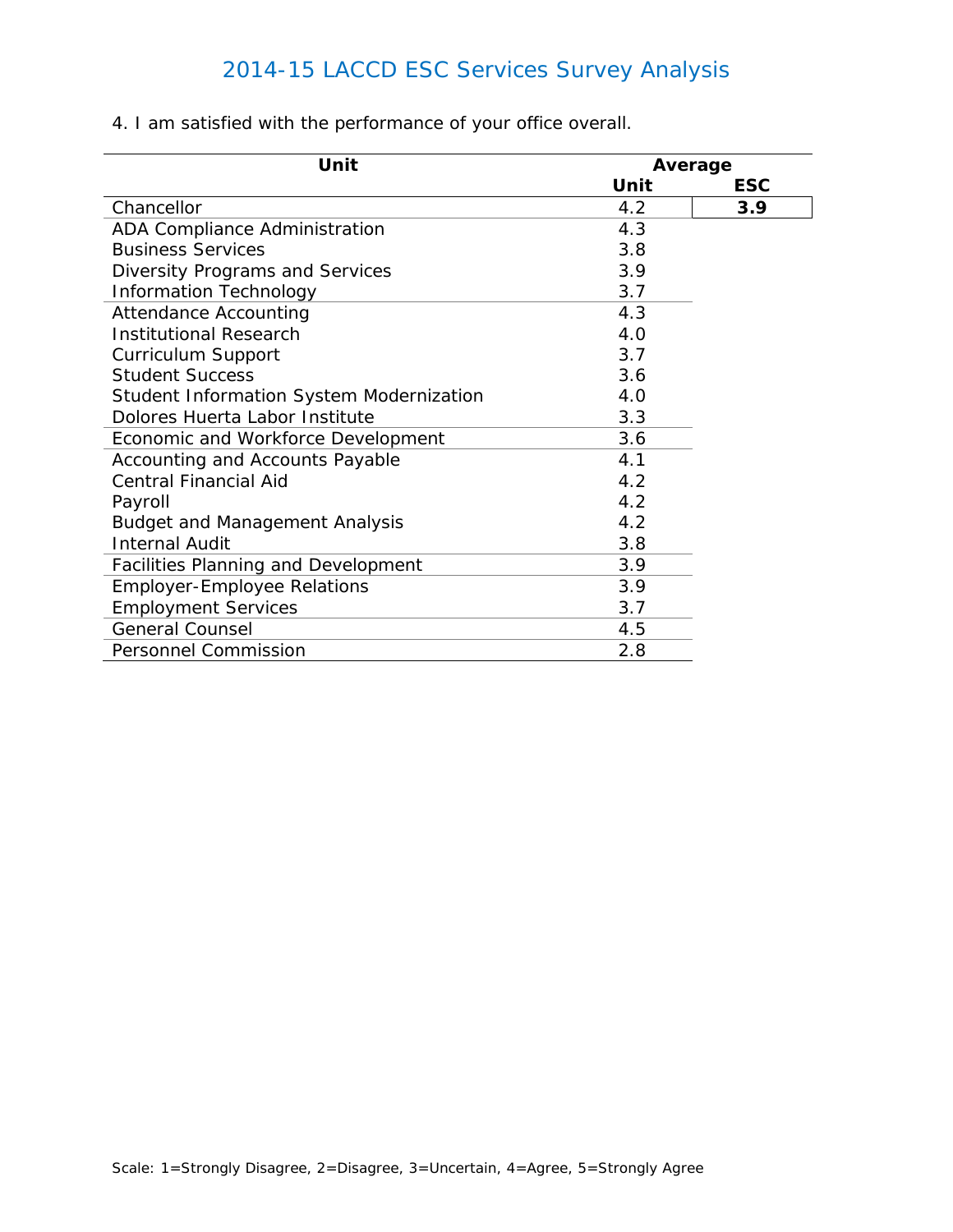# 2014-15 LACCD ESC Services Survey Analysis

4. I am satisfied with the performance of your office overall.

| Unit | Average | |
|---|---|---|
| | **Unit** | **ESC** |
| Chancellor | 4.2 | **3.9** |
| ADA Compliance Administration | 4.3 | |
| Business Services | 3.8 | |
| Diversity Programs and Services | 3.9 | |
| Information Technology | 3.7 | |
| Attendance Accounting | 4.3 | |
| Institutional Research | 4.0 | |
| Curriculum Support | 3.7 | |
| Student Success | 3.6 | |
| Student Information System Modernization | 4.0 | |
| Dolores Huerta Labor Institute | 3.3 | |
| Economic and Workforce Development | 3.6 | |
| Accounting and Accounts Payable | 4.1 | |
| Central Financial Aid | 4.2 | |
| Payroll | 4.2 | |
| Budget and Management Analysis | 4.2 | |
| Internal Audit | 3.8 | |
| Facilities Planning and Development | 3.9 | |
| Employer-Employee Relations | 3.9 | |
| Employment Services | 3.7 | |
| General Counsel | 4.5 | |
| Personnel Commission | 2.8 | |

Scale: 1=Strongly Disagree, 2=Disagree, 3=Uncertain, 4=Agree, 5=Strongly Agree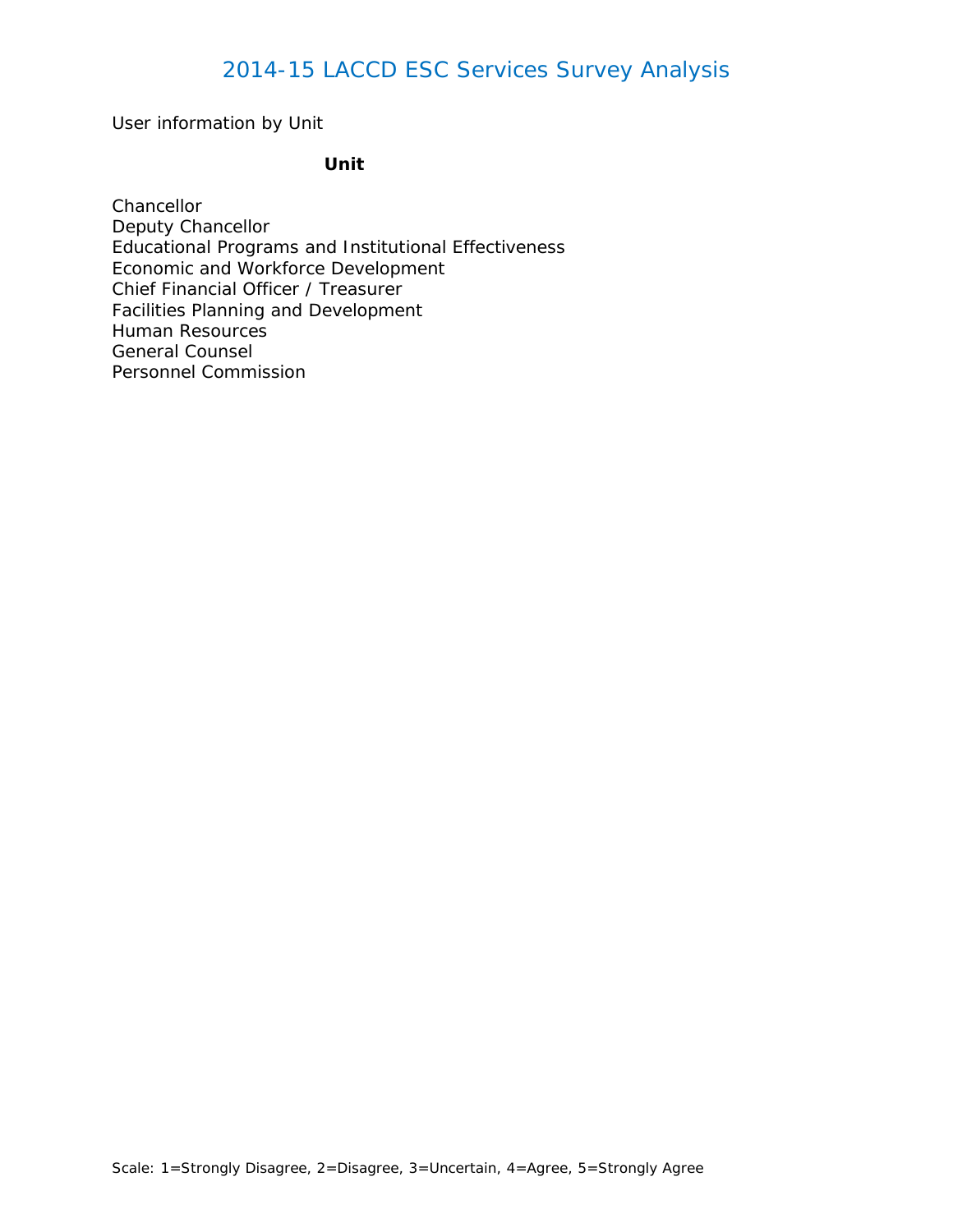# 2014-15 LACCD ESC Services Survey Analysis

User information by Unit

| Unit |
| --- |
| Chancellor |
| Deputy Chancellor |
| Educational Programs and Institutional Effectiveness |
| Economic and Workforce Development |
| Chief Financial Officer / Treasurer |
| Facilities Planning and Development |
| Human Resources |
| General Counsel |
| Personnel Commission |

Scale: 1=Strongly Disagree, 2=Disagree, 3=Uncertain, 4=Agree, 5=Strongly Agree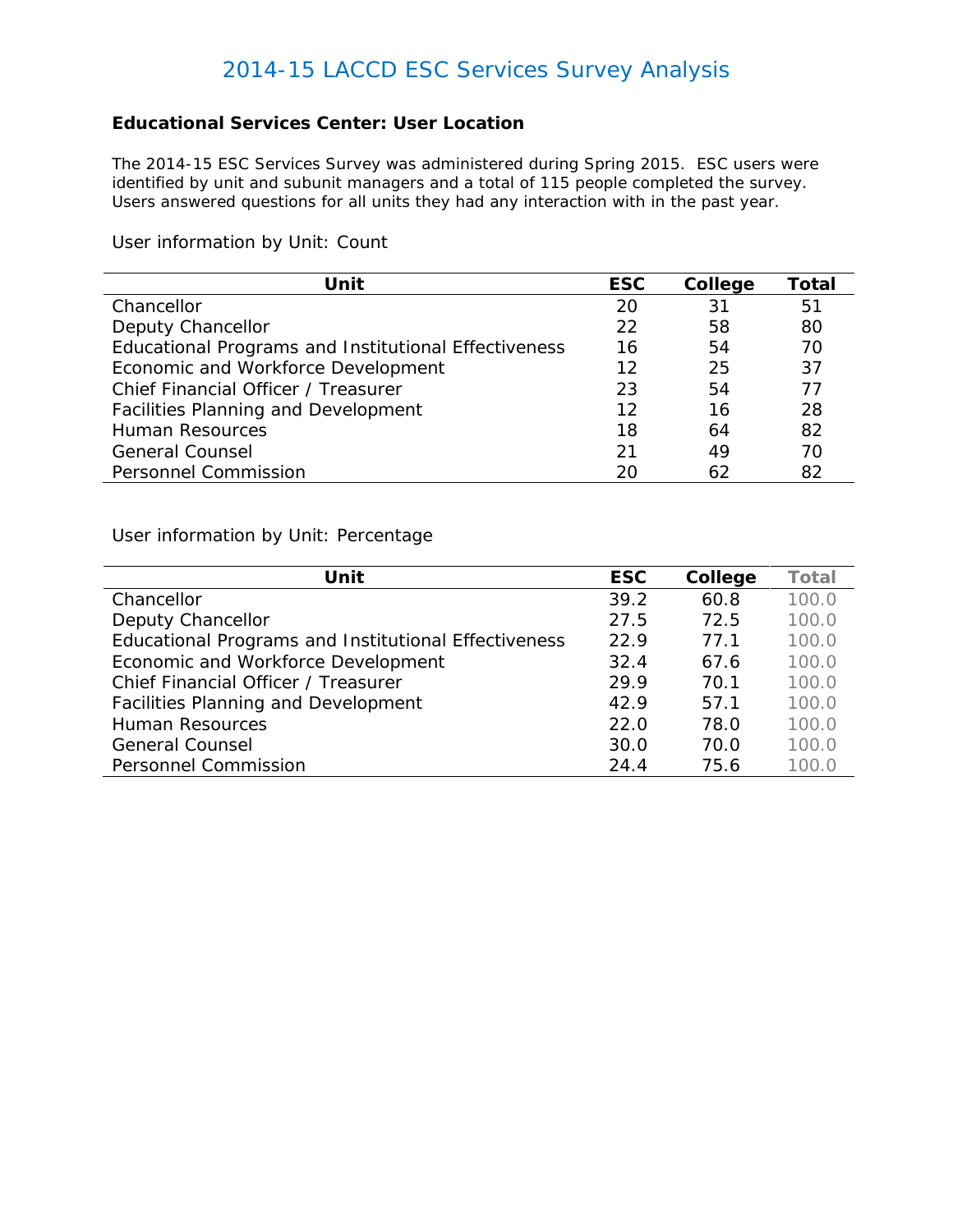# 2014-15 LACCD ESC Services Survey Analysis

### Educational Services Center: User Location

The 2014-15 ESC Services Survey was administered during Spring 2015. ESC users were identified by unit and subunit managers and a total of 115 people completed the survey. Users answered questions for all units they had any interaction with in the past year.

User information by Unit: Count

| Unit | ESC | College | Total |
|---|---|---|---|
| Chancellor | 20 | 31 | 51 |
| Deputy Chancellor | 22 | 58 | 80 |
| Educational Programs and Institutional Effectiveness | 16 | 54 | 70 |
| Economic and Workforce Development | 12 | 25 | 37 |
| Chief Financial Officer / Treasurer | 23 | 54 | 77 |
| Facilities Planning and Development | 12 | 16 | 28 |
| Human Resources | 18 | 64 | 82 |
| General Counsel | 21 | 49 | 70 |
| Personnel Commission | 20 | 62 | 82 |

User information by Unit: Percentage

| Unit | ESC | College | Total |
|---|---|---|---|
| Chancellor | 39.2 | 60.8 | 100.0 |
| Deputy Chancellor | 27.5 | 72.5 | 100.0 |
| Educational Programs and Institutional Effectiveness | 22.9 | 77.1 | 100.0 |
| Economic and Workforce Development | 32.4 | 67.6 | 100.0 |
| Chief Financial Officer / Treasurer | 29.9 | 70.1 | 100.0 |
| Facilities Planning and Development | 42.9 | 57.1 | 100.0 |
| Human Resources | 22.0 | 78.0 | 100.0 |
| General Counsel | 30.0 | 70.0 | 100.0 |
| Personnel Commission | 24.4 | 75.6 | 100.0 |